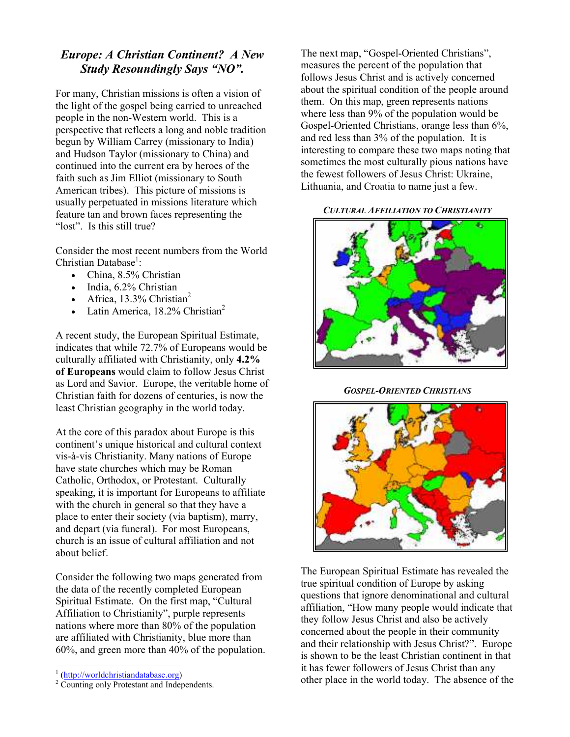## *Europe: A Christian Continent? A New Study Resoundingly Says "NO".*

For many, Christian missions is often a vision of the light of the gospel being carried to unreached people in the non-Western world. This is a perspective that reflects a long and noble tradition begun by William Carrey (missionary to India) and Hudson Taylor (missionary to China) and continued into the current era by heroes of the faith such as Jim Elliot (missionary to South American tribes). This picture of missions is usually perpetuated in missions literature which feature tan and brown faces representing the "lost". Is this still true?

Consider the most recent numbers from the World Christian Database[1]:

- China, 8.5% Christian
- India, 6.2% Christian
- Africa, 13.3% Christian[2]
- Latin America, 18.2% Christian[2]

A recent study, the European Spiritual Estimate, indicates that while 72.7% of Europeans would be culturally affiliated with Christianity, only **4.2% of Europeans** would claim to follow Jesus Christ as Lord and Savior. Europe, the veritable home of Christian faith for dozens of centuries, is now the least Christian geography in the world today.

At the core of this paradox about Europe is this continent's unique historical and cultural context vis-à-vis Christianity. Many nations of Europe have state churches which may be Roman Catholic, Orthodox, or Protestant. Culturally speaking, it is important for Europeans to affiliate with the church in general so that they have a place to enter their society (via baptism), marry, and depart (via funeral). For most Europeans, church is an issue of cultural affiliation and not about belief.

Consider the following two maps generated from the data of the recently completed European Spiritual Estimate. On the first map, "Cultural Affiliation to Christianity", purple represents nations where more than 80% of the population are affiliated with Christianity, blue more than 60%, and green more than 40% of the population.

The next map, "Gospel-Oriented Christians", measures the percent of the population that follows Jesus Christ and is actively concerned about the spiritual condition of the people around them. On this map, green represents nations where less than 9% of the population would be Gospel-Oriented Christians, orange less than 6%, and red less than 3% of the population. It is interesting to compare these two maps noting that sometimes the most culturally pious nations have the fewest followers of Jesus Christ: Ukraine, Lithuania, and Croatia to name just a few.

***CULTURAL AFFILIATION TO CHRISTIANITY***

***GOSPEL-ORIENTED CHRISTIANS***

The European Spiritual Estimate has revealed the true spiritual condition of Europe by asking questions that ignore denominational and cultural affiliation, "How many people would indicate that they follow Jesus Christ and also be actively concerned about the people in their community and their relationship with Jesus Christ?". Europe is shown to be the least Christian continent in that it has fewer followers of Jesus Christ than any other place in the world today. The absence of the

---

[1] (http://worldchristiandatabase.org)
[2] Counting only Protestant and Independents.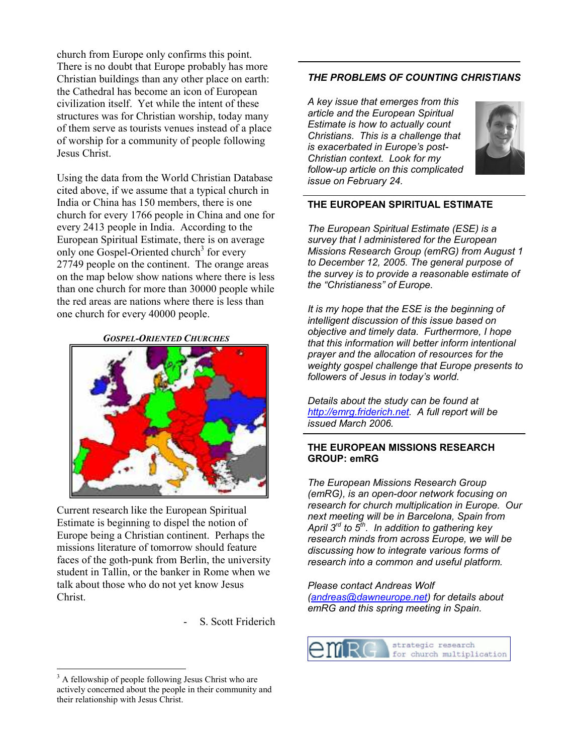church from Europe only confirms this point. There is no doubt that Europe probably has more Christian buildings than any other place on earth: the Cathedral has become an icon of European civilization itself. Yet while the intent of these structures was for Christian worship, today many of them serve as tourists venues instead of a place of worship for a community of people following Jesus Christ.

Using the data from the World Christian Database cited above, if we assume that a typical church in India or China has 150 members, there is one church for every 1766 people in China and one for every 2413 people in India. According to the European Spiritual Estimate, there is on average only one Gospel-Oriented church[3] for every 27749 people on the continent. The orange areas on the map below show nations where there is less than one church for more than 30000 people while the red areas are nations where there is less than one church for every 40000 people.

***GOSPEL-ORIENTED CHURCHES***

Current research like the European Spiritual Estimate is beginning to dispel the notion of Europe being a Christian continent. Perhaps the missions literature of tomorrow should feature faces of the goth-punk from Berlin, the university student in Tallin, or the banker in Rome when we talk about those who do not yet know Jesus Christ.

- S. Scott Friderich

[3] A fellowship of people following Jesus Christ who are actively concerned about the people in their community and their relationship with Jesus Christ.

---

### *THE PROBLEMS OF COUNTING CHRISTIANS*

*A key issue that emerges from this article and the European Spiritual Estimate is how to actually count Christians. This is a challenge that is exacerbated in Europe's post-Christian context. Look for my follow-up article on this complicated issue on February 24.*

---

### THE EUROPEAN SPIRITUAL ESTIMATE

*The European Spiritual Estimate (ESE) is a survey that I administered for the European Missions Research Group (emRG) from August 1 to December 12, 2005. The general purpose of the survey is to provide a reasonable estimate of the "Christianess" of Europe.*

*It is my hope that the ESE is the beginning of intelligent discussion of this issue based on objective and timely data. Furthermore, I hope that this information will better inform intentional prayer and the allocation of resources for the weighty gospel challenge that Europe presents to followers of Jesus in today's world.*

*Details about the study can be found at http://emrg.friderich.net. A full report will be issued March 2006.*

---

### THE EUROPEAN MISSIONS RESEARCH GROUP: emRG

*The European Missions Research Group (emRG), is an open-door network focusing on research for church multiplication in Europe. Our next meeting will be in Barcelona, Spain from April 3rd to 5th. In addition to gathering key research minds from across Europe, we will be discussing how to integrate various forms of research into a common and useful platform.*

*Please contact Andreas Wolf (andreas@dawneurope.net) for details about emRG and this spring meeting in Spain.*

emRG strategic research for church multiplication